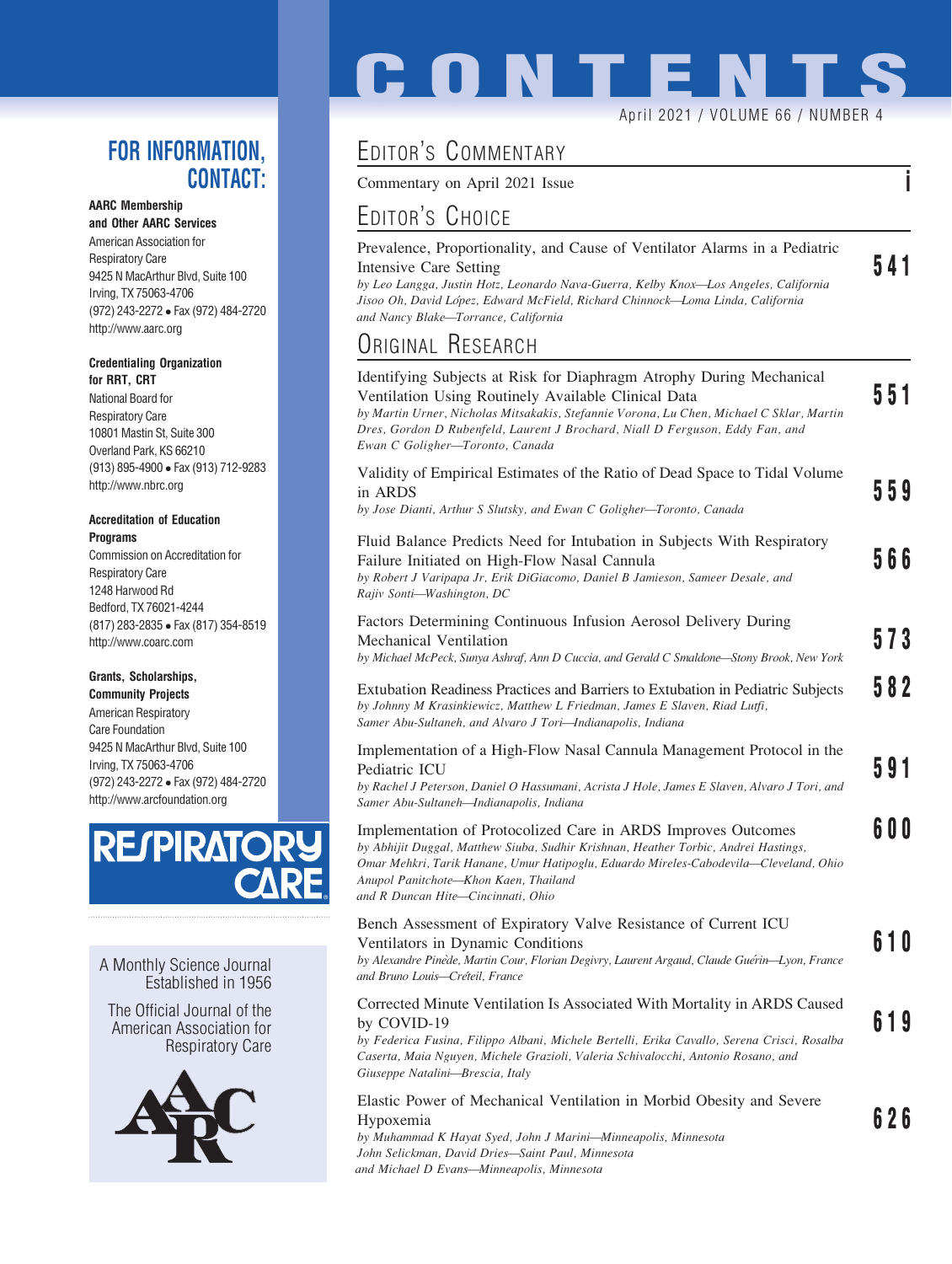# CONTENTS

April 2021 / VOLUME 66 / NUMBER 4

## EDITOR'S COMMENTARY

Commentary on April 2021 Issue **i**

## EDITOR'S CHOICE

Prevalence, Proportionality, and Cause of Ventilator Alarms in a Pediatric Intensive Care Setting **541**
*by Leo Langga, Justin Hotz, Leonardo Nava-Guerra, Kelby Knox—Los Angeles, California*
*Jisoo Oh, David López, Edward McField, Richard Chinnock—Loma Linda, California*
*and Nancy Blake—Torrance, California*

## ORIGINAL RESEARCH

Identifying Subjects at Risk for Diaphragm Atrophy During Mechanical Ventilation Using Routinely Available Clinical Data **551**
*by Martin Urner, Nicholas Mitsakakis, Stefannie Vorona, Lu Chen, Michael C Sklar, Martin Dres, Gordon D Rubenfeld, Laurent J Brochard, Niall D Ferguson, Eddy Fan, and Ewan C Goligher—Toronto, Canada*

Validity of Empirical Estimates of the Ratio of Dead Space to Tidal Volume in ARDS **559**
*by Jose Dianti, Arthur S Slutsky, and Ewan C Goligher—Toronto, Canada*

Fluid Balance Predicts Need for Intubation in Subjects With Respiratory Failure Initiated on High-Flow Nasal Cannula **566**
*by Robert J Varipapa Jr, Erik DiGiacomo, Daniel B Jamieson, Sameer Desale, and Rajiv Sonti—Washington, DC*

Factors Determining Continuous Infusion Aerosol Delivery During Mechanical Ventilation **573**
*by Michael McPeck, Sunya Ashraf, Ann D Cuccia, and Gerald C Smaldone—Stony Brook, New York*

Extubation Readiness Practices and Barriers to Extubation in Pediatric Subjects **582**
*by Johnny M Krasinkiewicz, Matthew L Friedman, James E Slaven, Riad Lutfi, Samer Abu-Sultaneh, and Alvaro J Tori—Indianapolis, Indiana*

Implementation of a High-Flow Nasal Cannula Management Protocol in the Pediatric ICU **591**
*by Rachel J Peterson, Daniel O Hassumani, Acrista J Hole, James E Slaven, Alvaro J Tori, and Samer Abu-Sultaneh—Indianapolis, Indiana*

Implementation of Protocolized Care in ARDS Improves Outcomes **600**
*by Abhijit Duggal, Matthew Siuba, Sudhir Krishnan, Heather Torbic, Andrei Hastings, Omar Mehkri, Tarik Hanane, Umur Hatipoglu, Eduardo Mireles-Cabodevila—Cleveland, Ohio*
*Anupol Panitchote—Khon Kaen, Thailand*
*and R Duncan Hite—Cincinnati, Ohio*

Bench Assessment of Expiratory Valve Resistance of Current ICU Ventilators in Dynamic Conditions **610**
*by Alexandre Pinède, Martin Cour, Florian Degivry, Laurent Argaud, Claude Guérin—Lyon, France*
*and Bruno Louis—Créteil, France*

Corrected Minute Ventilation Is Associated With Mortality in ARDS Caused by COVID-19 **619**
*by Federica Fusina, Filippo Albani, Michele Bertelli, Erika Cavallo, Serena Crisci, Rosalba Caserta, Maia Nguyen, Michele Grazioli, Valeria Schivalocchi, Antonio Rosano, and Giuseppe Natalini—Brescia, Italy*

Elastic Power of Mechanical Ventilation in Morbid Obesity and Severe Hypoxemia **626**
*by Muhammad K Hayat Syed, John J Marini—Minneapolis, Minnesota*
*John Selickman, David Dries—Saint Paul, Minnesota*
*and Michael D Evans—Minneapolis, Minnesota*

---

## FOR INFORMATION, CONTACT:

**AARC Membership and Other AARC Services**
American Association for Respiratory Care
9425 N MacArthur Blvd, Suite 100
Irving, TX 75063-4706
(972) 243-2272 • Fax (972) 484-2720
http://www.aarc.org

**Credentialing Organization for RRT, CRT**
National Board for Respiratory Care
10801 Mastin St, Suite 300
Overland Park, KS 66210
(913) 895-4900 • Fax (913) 712-9283
http://www.nbrc.org

**Accreditation of Education Programs**
Commission on Accreditation for Respiratory Care
1248 Harwood Rd
Bedford, TX 76021-4244
(817) 283-2835 • Fax (817) 354-8519
http://www.coarc.com

**Grants, Scholarships, Community Projects**
American Respiratory Care Foundation
9425 N MacArthur Blvd, Suite 100
Irving, TX 75063-4706
(972) 243-2272 • Fax (972) 484-2720
http://www.arcfoundation.org

RESPIRATORY CARE

A Monthly Science Journal Established in 1956

The Official Journal of the American Association for Respiratory Care

AARC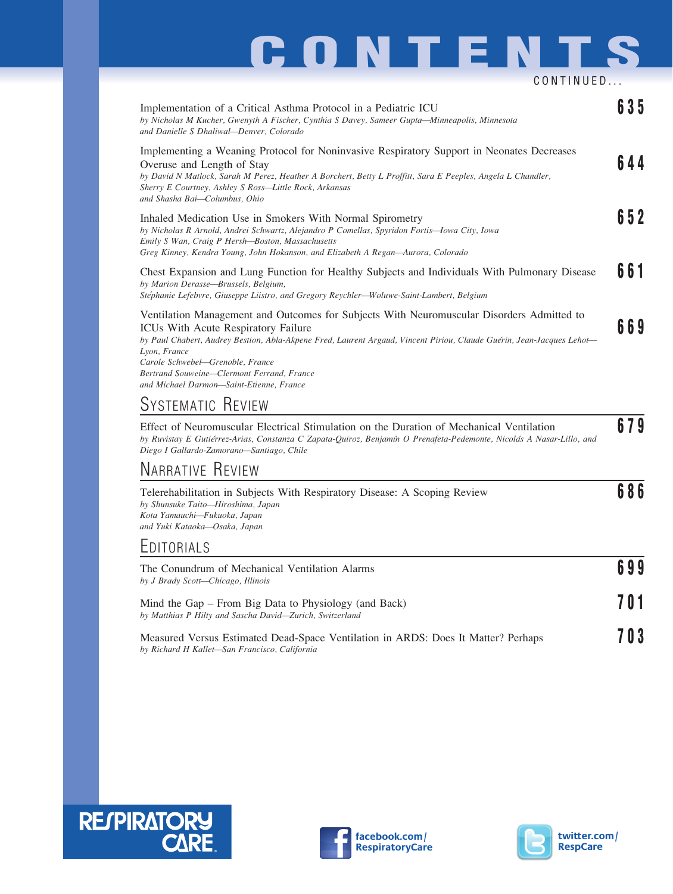# CONTENTS

CONTINUED...

Implementation of a Critical Asthma Protocol in a Pediatric ICU — **635**
*by Nicholas M Kucher, Gwenyth A Fischer, Cynthia S Davey, Sameer Gupta—Minneapolis, Minnesota*
*and Danielle S Dhaliwal—Denver, Colorado*

Implementing a Weaning Protocol for Noninvasive Respiratory Support in Neonates Decreases Overuse and Length of Stay — **644**
*by David N Matlock, Sarah M Perez, Heather A Borchert, Betty L Proffitt, Sara E Peeples, Angela L Chandler, Sherry E Courtney, Ashley S Ross—Little Rock, Arkansas*
*and Shasha Bai—Columbus, Ohio*

Inhaled Medication Use in Smokers With Normal Spirometry — **652**
*by Nicholas R Arnold, Andrei Schwartz, Alejandro P Comellas, Spyridon Fortis—Iowa City, Iowa*
*Emily S Wan, Craig P Hersh—Boston, Massachusetts*
*Greg Kinney, Kendra Young, John Hokanson, and Elizabeth A Regan—Aurora, Colorado*

Chest Expansion and Lung Function for Healthy Subjects and Individuals With Pulmonary Disease — **661**
*by Marion Derasse—Brussels, Belgium,*
*Stéphanie Lefebvre, Giuseppe Liistro, and Gregory Reychler—Woluwe-Saint-Lambert, Belgium*

Ventilation Management and Outcomes for Subjects With Neuromuscular Disorders Admitted to ICUs With Acute Respiratory Failure — **669**
*by Paul Chabert, Audrey Bestion, Abla-Akpene Fred, Laurent Argaud, Vincent Piriou, Claude Guérin, Jean-Jacques Lehot—Lyon, France*
*Carole Schwebel—Grenoble, France*
*Bertrand Souweine—Clermont Ferrand, France*
*and Michael Darmon—Saint-Etienne, France*

## Systematic Review

Effect of Neuromuscular Electrical Stimulation on the Duration of Mechanical Ventilation — **679**
*by Ruvistay E Gutiérrez-Arias, Constanza C Zapata-Quiroz, Benjamín O Prenafeta-Pedemonte, Nicolás A Nasar-Lillo, and Diego I Gallardo-Zamorano—Santiago, Chile*

## Narrative Review

Telerehabilitation in Subjects With Respiratory Disease: A Scoping Review — **686**
*by Shunsuke Taito—Hiroshima, Japan*
*Kota Yamauchi—Fukuoka, Japan*
*and Yuki Kataoka—Osaka, Japan*

## Editorials

The Conundrum of Mechanical Ventilation Alarms — **699**
*by J Brady Scott—Chicago, Illinois*

Mind the Gap – From Big Data to Physiology (and Back) — **701**
*by Matthias P Hilty and Sascha David—Zurich, Switzerland*

Measured Versus Estimated Dead-Space Ventilation in ARDS: Does It Matter? Perhaps — **703**
*by Richard H Kallet—San Francisco, California*

RESPIRATORY CARE

facebook.com/RespiratoryCare

twitter.com/RespCare